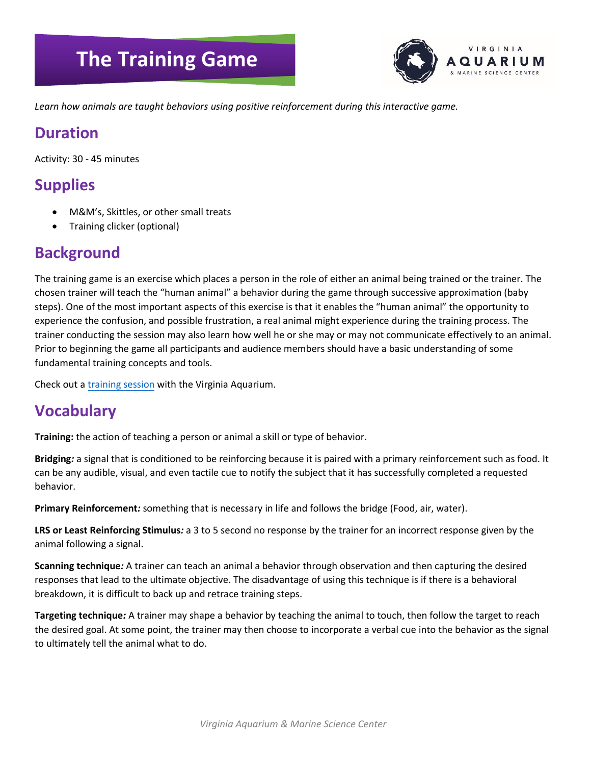# The Training Game

*Learn how animals are taught behaviors using positive reinforcement during this interactive game.*

## Duration

Activity: 30 - 45 minutes

## Supplies

- M&M's, Skittles, or other small treats
- Training clicker (optional)

## Background

The training game is an exercise which places a person in the role of either an animal being trained or the trainer. The chosen trainer will teach the "human animal" a behavior during the game through successive approximation (baby steps). One of the most important aspects of this exercise is that it enables the "human animal" the opportunity to experience the confusion, and possible frustration, a real animal might experience during the training process. The trainer conducting the session may also learn how well he or she may or may not communicate effectively to an animal. Prior to beginning the game all participants and audience members should have a basic understanding of some fundamental training concepts and tools.

Check out a training session with the Virginia Aquarium.

## Vocabulary

**Training:** the action of teaching a person or animal a skill or type of behavior.

**Bridging***:* a signal that is conditioned to be reinforcing because it is paired with a primary reinforcement such as food. It can be any audible, visual, and even tactile cue to notify the subject that it has successfully completed a requested behavior.

**Primary Reinforcement***:* something that is necessary in life and follows the bridge (Food, air, water).

**LRS or Least Reinforcing Stimulus***:* a 3 to 5 second no response by the trainer for an incorrect response given by the animal following a signal.

**Scanning technique***:* A trainer can teach an animal a behavior through observation and then capturing the desired responses that lead to the ultimate objective. The disadvantage of using this technique is if there is a behavioral breakdown, it is difficult to back up and retrace training steps.

**Targeting technique***:* A trainer may shape a behavior by teaching the animal to touch, then follow the target to reach the desired goal. At some point, the trainer may then choose to incorporate a verbal cue into the behavior as the signal to ultimately tell the animal what to do.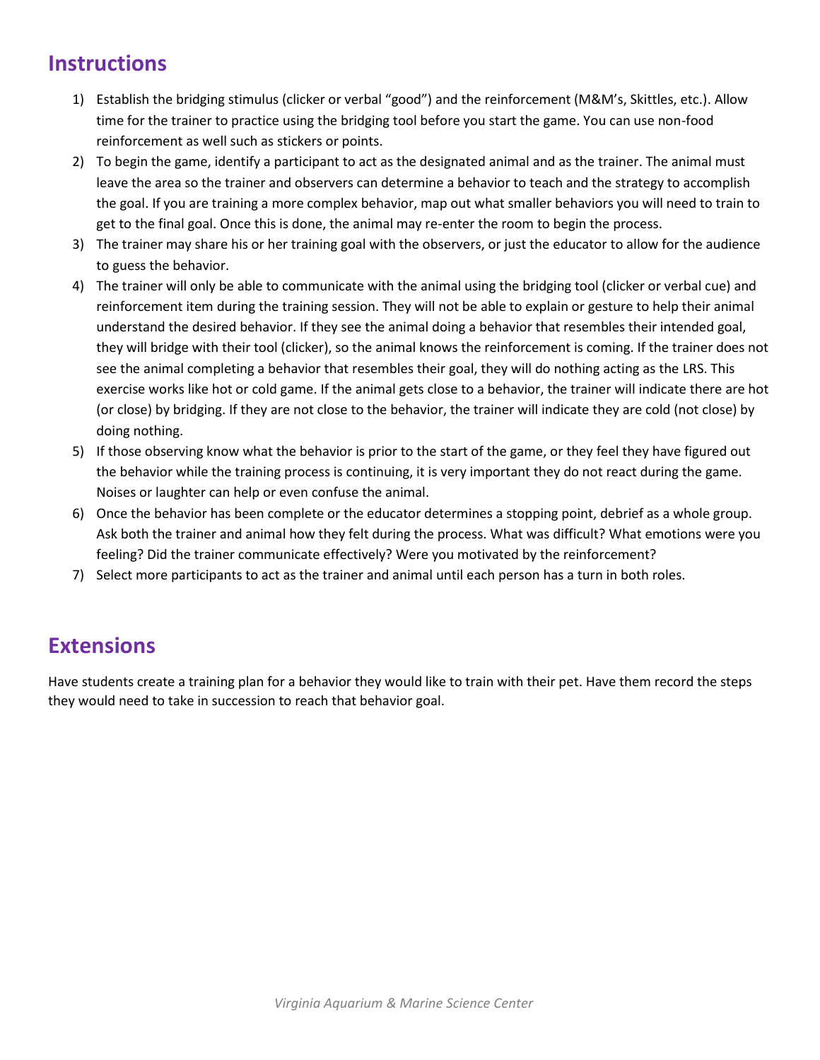## Instructions

1) Establish the bridging stimulus (clicker or verbal "good") and the reinforcement (M&M's, Skittles, etc.). Allow time for the trainer to practice using the bridging tool before you start the game. You can use non-food reinforcement as well such as stickers or points.
2) To begin the game, identify a participant to act as the designated animal and as the trainer. The animal must leave the area so the trainer and observers can determine a behavior to teach and the strategy to accomplish the goal. If you are training a more complex behavior, map out what smaller behaviors you will need to train to get to the final goal. Once this is done, the animal may re-enter the room to begin the process.
3) The trainer may share his or her training goal with the observers, or just the educator to allow for the audience to guess the behavior.
4) The trainer will only be able to communicate with the animal using the bridging tool (clicker or verbal cue) and reinforcement item during the training session. They will not be able to explain or gesture to help their animal understand the desired behavior. If they see the animal doing a behavior that resembles their intended goal, they will bridge with their tool (clicker), so the animal knows the reinforcement is coming. If the trainer does not see the animal completing a behavior that resembles their goal, they will do nothing acting as the LRS. This exercise works like hot or cold game. If the animal gets close to a behavior, the trainer will indicate there are hot (or close) by bridging. If they are not close to the behavior, the trainer will indicate they are cold (not close) by doing nothing.
5) If those observing know what the behavior is prior to the start of the game, or they feel they have figured out the behavior while the training process is continuing, it is very important they do not react during the game. Noises or laughter can help or even confuse the animal.
6) Once the behavior has been complete or the educator determines a stopping point, debrief as a whole group. Ask both the trainer and animal how they felt during the process. What was difficult? What emotions were you feeling? Did the trainer communicate effectively? Were you motivated by the reinforcement?
7) Select more participants to act as the trainer and animal until each person has a turn in both roles.

## Extensions

Have students create a training plan for a behavior they would like to train with their pet. Have them record the steps they would need to take in succession to reach that behavior goal.